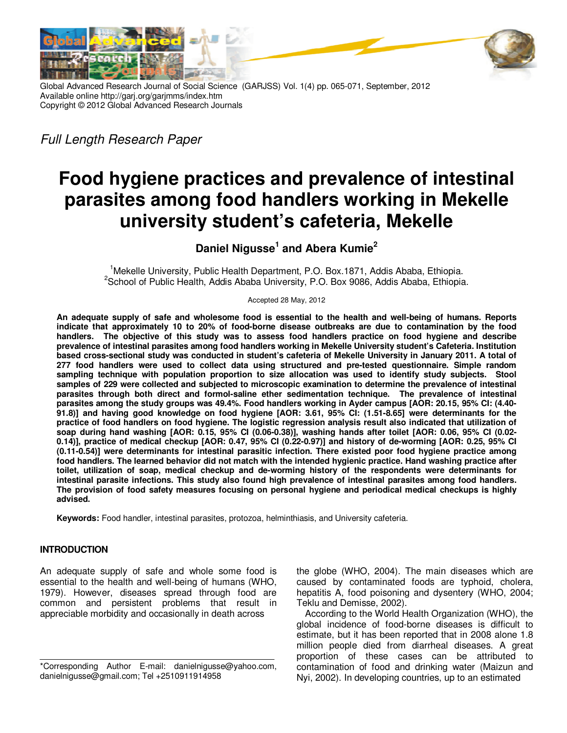*Full Length Research Paper*

# Food hygiene practices and prevalence of intestinal parasites among food handlers working in Mekelle university student's cafeteria, Mekelle

**Daniel Nigusse[1] and Abera Kumie[2]**

[1]Mekelle University, Public Health Department, P.O. Box.1871, Addis Ababa, Ethiopia.
[2]School of Public Health, Addis Ababa University, P.O. Box 9086, Addis Ababa, Ethiopia.

Accepted 28 May, 2012

**An adequate supply of safe and wholesome food is essential to the health and well-being of humans. Reports indicate that approximately 10 to 20% of food-borne disease outbreaks are due to contamination by the food handlers. The objective of this study was to assess food handlers practice on food hygiene and describe prevalence of intestinal parasites among food handlers working in Mekelle University student's Cafeteria. Institution based cross-sectional study was conducted in student's cafeteria of Mekelle University in January 2011. A total of 277 food handlers were used to collect data using structured and pre-tested questionnaire. Simple random sampling technique with population proportion to size allocation was used to identify study subjects. Stool samples of 229 were collected and subjected to microscopic examination to determine the prevalence of intestinal parasites through both direct and formol-saline ether sedimentation technique. The prevalence of intestinal parasites among the study groups was 49.4%. Food handlers working in Ayder campus [AOR: 20.15, 95% CI: (4.40-91.8)] and having good knowledge on food hygiene [AOR: 3.61, 95% CI: (1.51-8.65] were determinants for the practice of food handlers on food hygiene. The logistic regression analysis result also indicated that utilization of soap during hand washing [AOR: 0.15, 95% CI (0.06-0.38)], washing hands after toilet [AOR: 0.06, 95% CI (0.02-0.14)], practice of medical checkup [AOR: 0.47, 95% CI (0.22-0.97)] and history of de-worming [AOR: 0.25, 95% CI (0.11-0.54)] were determinants for intestinal parasitic infection. There existed poor food hygiene practice among food handlers. The learned behavior did not match with the intended hygienic practice. Hand washing practice after toilet, utilization of soap, medical checkup and de-worming history of the respondents were determinants for intestinal parasite infections. This study also found high prevalence of intestinal parasites among food handlers. The provision of food safety measures focusing on personal hygiene and periodical medical checkups is highly advised.**

**Keywords:** Food handler, intestinal parasites, protozoa, helminthiasis, and University cafeteria.

## INTRODUCTION

An adequate supply of safe and whole some food is essential to the health and well-being of humans (WHO, 1979). However, diseases spread through food are common and persistent problems that result in appreciable morbidity and occasionally in death across the globe (WHO, 2004). The main diseases which are caused by contaminated foods are typhoid, cholera, hepatitis A, food poisoning and dysentery (WHO, 2004; Teklu and Demisse, 2002).

According to the World Health Organization (WHO), the global incidence of food-borne diseases is difficult to estimate, but it has been reported that in 2008 alone 1.8 million people died from diarrheal diseases. A great proportion of these cases can be attributed to contamination of food and drinking water (Maizun and Nyi, 2002). In developing countries, up to an estimated

*Corresponding Author E-mail: danielnigusse@yahoo.com, danielnigusse@gmail.com; Tel +2510911914958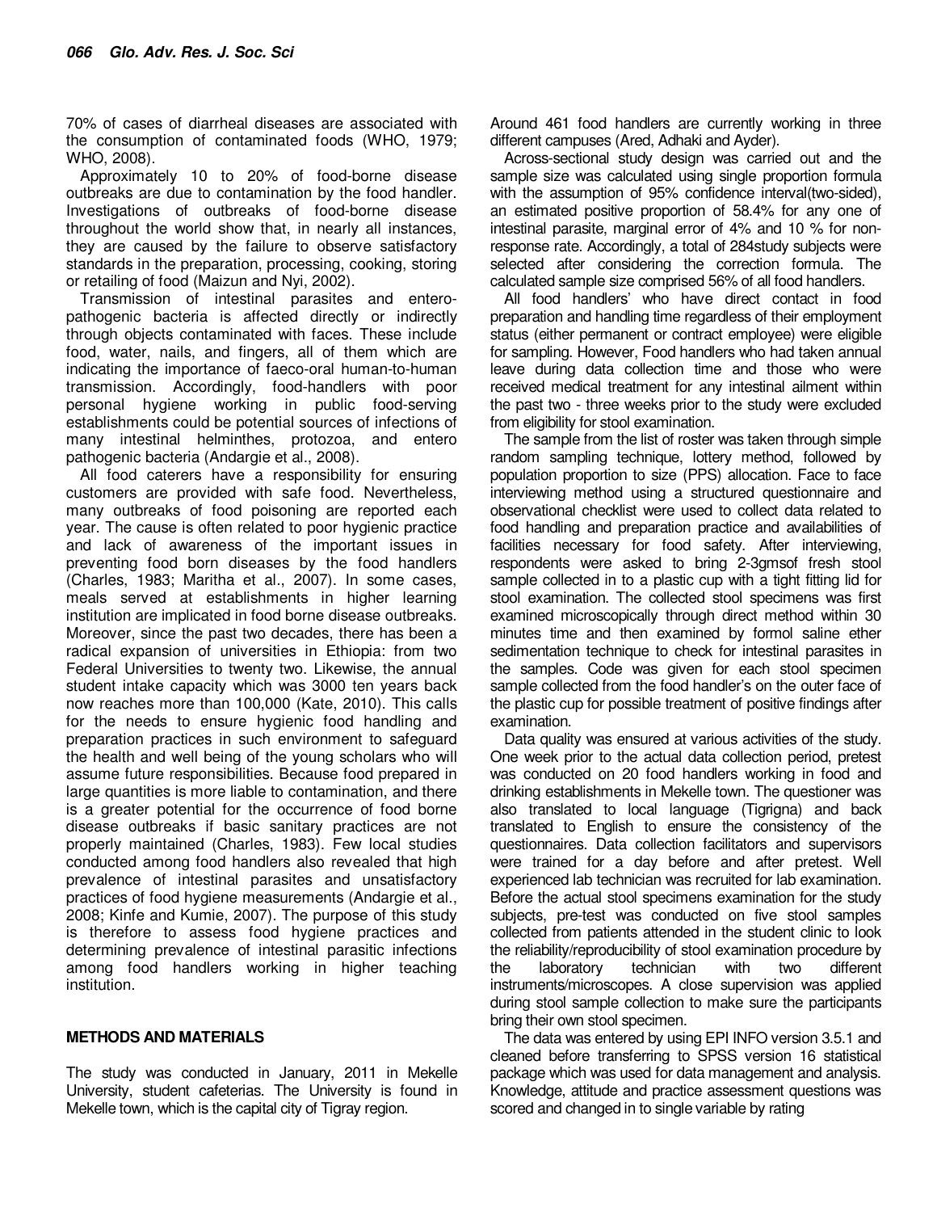70% of cases of diarrheal diseases are associated with the consumption of contaminated foods (WHO, 1979; WHO, 2008).

Approximately 10 to 20% of food-borne disease outbreaks are due to contamination by the food handler. Investigations of outbreaks of food-borne disease throughout the world show that, in nearly all instances, they are caused by the failure to observe satisfactory standards in the preparation, processing, cooking, storing or retailing of food (Maizun and Nyi, 2002).

Transmission of intestinal parasites and entero-pathogenic bacteria is affected directly or indirectly through objects contaminated with faces. These include food, water, nails, and fingers, all of them which are indicating the importance of faeco-oral human-to-human transmission. Accordingly, food-handlers with poor personal hygiene working in public food-serving establishments could be potential sources of infections of many intestinal helminthes, protozoa, and entero pathogenic bacteria (Andargie et al., 2008).

All food caterers have a responsibility for ensuring customers are provided with safe food. Nevertheless, many outbreaks of food poisoning are reported each year. The cause is often related to poor hygienic practice and lack of awareness of the important issues in preventing food born diseases by the food handlers (Charles, 1983; Maritha et al., 2007). In some cases, meals served at establishments in higher learning institution are implicated in food borne disease outbreaks. Moreover, since the past two decades, there has been a radical expansion of universities in Ethiopia: from two Federal Universities to twenty two. Likewise, the annual student intake capacity which was 3000 ten years back now reaches more than 100,000 (Kate, 2010). This calls for the needs to ensure hygienic food handling and preparation practices in such environment to safeguard the health and well being of the young scholars who will assume future responsibilities. Because food prepared in large quantities is more liable to contamination, and there is a greater potential for the occurrence of food borne disease outbreaks if basic sanitary practices are not properly maintained (Charles, 1983). Few local studies conducted among food handlers also revealed that high prevalence of intestinal parasites and unsatisfactory practices of food hygiene measurements (Andargie et al., 2008; Kinfe and Kumie, 2007). The purpose of this study is therefore to assess food hygiene practices and determining prevalence of intestinal parasitic infections among food handlers working in higher teaching institution.

## METHODS AND MATERIALS

The study was conducted in January, 2011 in Mekelle University, student cafeterias. The University is found in Mekelle town, which is the capital city of Tigray region. Around 461 food handlers are currently working in three different campuses (Ared, Adhaki and Ayder).

Across-sectional study design was carried out and the sample size was calculated using single proportion formula with the assumption of 95% confidence interval(two-sided), an estimated positive proportion of 58.4% for any one of intestinal parasite, marginal error of 4% and 10 % for non-response rate. Accordingly, a total of 284study subjects were selected after considering the correction formula. The calculated sample size comprised 56% of all food handlers.

All food handlers' who have direct contact in food preparation and handling time regardless of their employment status (either permanent or contract employee) were eligible for sampling. However, Food handlers who had taken annual leave during data collection time and those who were received medical treatment for any intestinal ailment within the past two - three weeks prior to the study were excluded from eligibility for stool examination.

The sample from the list of roster was taken through simple random sampling technique, lottery method, followed by population proportion to size (PPS) allocation. Face to face interviewing method using a structured questionnaire and observational checklist were used to collect data related to food handling and preparation practice and availabilities of facilities necessary for food safety. After interviewing, respondents were asked to bring 2-3gmsof fresh stool sample collected in to a plastic cup with a tight fitting lid for stool examination. The collected stool specimens was first examined microscopically through direct method within 30 minutes time and then examined by formol saline ether sedimentation technique to check for intestinal parasites in the samples. Code was given for each stool specimen sample collected from the food handler's on the outer face of the plastic cup for possible treatment of positive findings after examination.

Data quality was ensured at various activities of the study. One week prior to the actual data collection period, pretest was conducted on 20 food handlers working in food and drinking establishments in Mekelle town. The questioner was also translated to local language (Tigrigna) and back translated to English to ensure the consistency of the questionnaires. Data collection facilitators and supervisors were trained for a day before and after pretest. Well experienced lab technician was recruited for lab examination. Before the actual stool specimens examination for the study subjects, pre-test was conducted on five stool samples collected from patients attended in the student clinic to look the reliability/reproducibility of stool examination procedure by the laboratory technician with two different instruments/microscopes. A close supervision was applied during stool sample collection to make sure the participants bring their own stool specimen.

The data was entered by using EPI INFO version 3.5.1 and cleaned before transferring to SPSS version 16 statistical package which was used for data management and analysis. Knowledge, attitude and practice assessment questions was scored and changed in to single variable by rating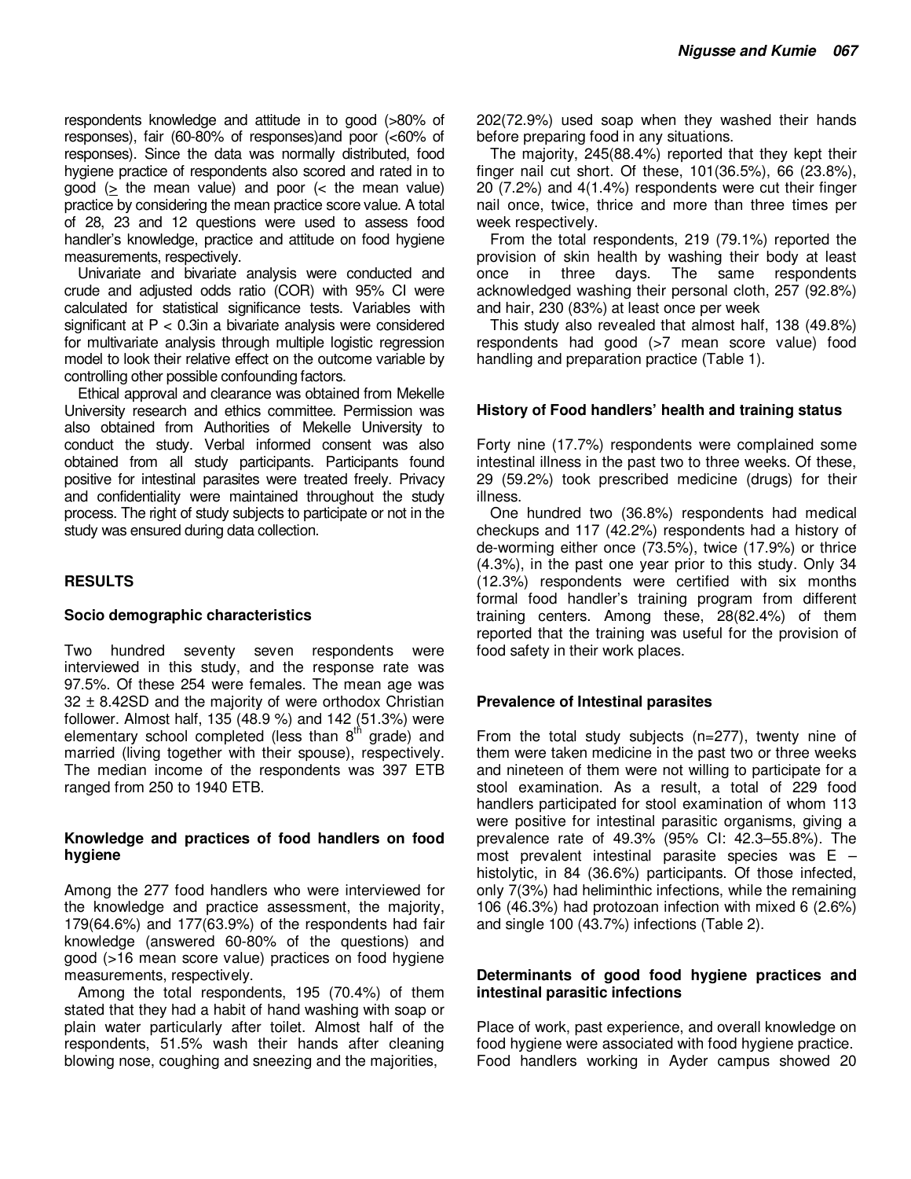respondents knowledge and attitude in to good (>80% of responses), fair (60-80% of responses)and poor (<60% of responses). Since the data was normally distributed, food hygiene practice of respondents also scored and rated in to good (≥ the mean value) and poor (< the mean value) practice by considering the mean practice score value. A total of 28, 23 and 12 questions were used to assess food handler's knowledge, practice and attitude on food hygiene measurements, respectively.

Univariate and bivariate analysis were conducted and crude and adjusted odds ratio (COR) with 95% CI were calculated for statistical significance tests. Variables with significant at $P < 0.3$in a bivariate analysis were considered for multivariate analysis through multiple logistic regression model to look their relative effect on the outcome variable by controlling other possible confounding factors.

Ethical approval and clearance was obtained from Mekelle University research and ethics committee. Permission was also obtained from Authorities of Mekelle University to conduct the study. Verbal informed consent was also obtained from all study participants. Participants found positive for intestinal parasites were treated freely. Privacy and confidentiality were maintained throughout the study process. The right of study subjects to participate or not in the study was ensured during data collection.

## RESULTS

### Socio demographic characteristics

Two hundred seventy seven respondents were interviewed in this study, and the response rate was 97.5%. Of these 254 were females. The mean age was 32 ± 8.42SD and the majority of were orthodox Christian follower. Almost half, 135 (48.9 %) and 142 (51.3%) were elementary school completed (less than 8$^{th}$ grade) and married (living together with their spouse), respectively. The median income of the respondents was 397 ETB ranged from 250 to 1940 ETB.

### Knowledge and practices of food handlers on food hygiene

Among the 277 food handlers who were interviewed for the knowledge and practice assessment, the majority, 179(64.6%) and 177(63.9%) of the respondents had fair knowledge (answered 60-80% of the questions) and good (>16 mean score value) practices on food hygiene measurements, respectively.

Among the total respondents, 195 (70.4%) of them stated that they had a habit of hand washing with soap or plain water particularly after toilet. Almost half of the respondents, 51.5% wash their hands after cleaning blowing nose, coughing and sneezing and the majorities, 202(72.9%) used soap when they washed their hands before preparing food in any situations.

The majority, 245(88.4%) reported that they kept their finger nail cut short. Of these, 101(36.5%), 66 (23.8%), 20 (7.2%) and 4(1.4%) respondents were cut their finger nail once, twice, thrice and more than three times per week respectively.

From the total respondents, 219 (79.1%) reported the provision of skin health by washing their body at least once in three days. The same respondents acknowledged washing their personal cloth, 257 (92.8%) and hair, 230 (83%) at least once per week

This study also revealed that almost half, 138 (49.8%) respondents had good (>7 mean score value) food handling and preparation practice (Table 1).

### History of Food handlers' health and training status

Forty nine (17.7%) respondents were complained some intestinal illness in the past two to three weeks. Of these, 29 (59.2%) took prescribed medicine (drugs) for their illness.

One hundred two (36.8%) respondents had medical checkups and 117 (42.2%) respondents had a history of de-worming either once (73.5%), twice (17.9%) or thrice (4.3%), in the past one year prior to this study. Only 34 (12.3%) respondents were certified with six months formal food handler's training program from different training centers. Among these, 28(82.4%) of them reported that the training was useful for the provision of food safety in their work places.

### Prevalence of Intestinal parasites

From the total study subjects (n=277), twenty nine of them were taken medicine in the past two or three weeks and nineteen of them were not willing to participate for a stool examination. As a result, a total of 229 food handlers participated for stool examination of whom 113 were positive for intestinal parasitic organisms, giving a prevalence rate of 49.3% (95% CI: 42.3–55.8%). The most prevalent intestinal parasite species was E – histolytic, in 84 (36.6%) participants. Of those infected, only 7(3%) had heliminthic infections, while the remaining 106 (46.3%) had protozoan infection with mixed 6 (2.6%) and single 100 (43.7%) infections (Table 2).

### Determinants of good food hygiene practices and intestinal parasitic infections

Place of work, past experience, and overall knowledge on food hygiene were associated with food hygiene practice. Food handlers working in Ayder campus showed 20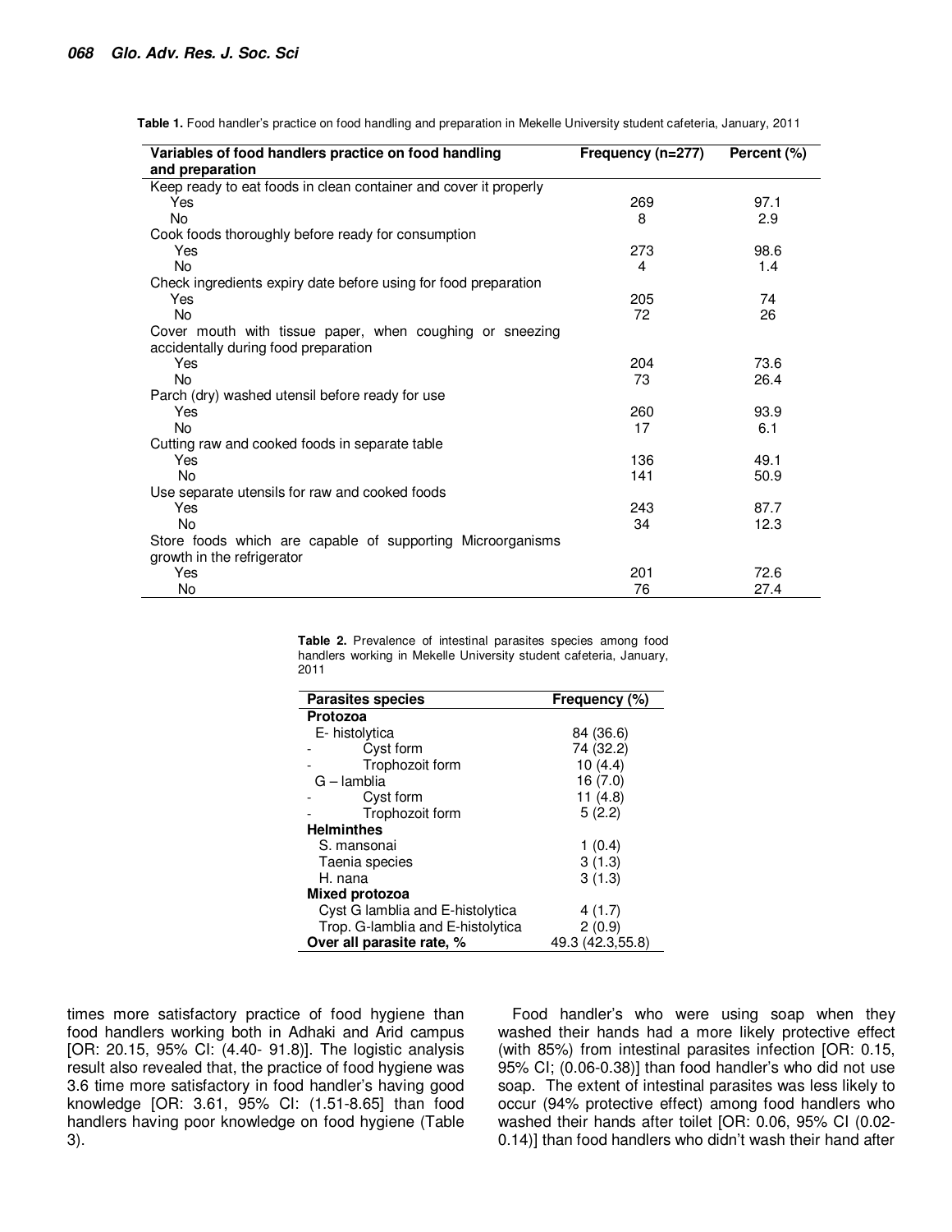**Table 1.** Food handler's practice on food handling and preparation in Mekelle University student cafeteria, January, 2011

| Variables of food handlers practice on food handling and preparation | Frequency (n=277) | Percent (%) |
|---|---|---|
| Keep ready to eat foods in clean container and cover it properly | | |
| Yes | 269 | 97.1 |
| No | 8 | 2.9 |
| Cook foods thoroughly before ready for consumption | | |
| Yes | 273 | 98.6 |
| No | 4 | 1.4 |
| Check ingredients expiry date before using for food preparation | | |
| Yes | 205 | 74 |
| No | 72 | 26 |
| Cover mouth with tissue paper, when coughing or sneezing accidentally during food preparation | | |
| Yes | 204 | 73.6 |
| No | 73 | 26.4 |
| Parch (dry) washed utensil before ready for use | | |
| Yes | 260 | 93.9 |
| No | 17 | 6.1 |
| Cutting raw and cooked foods in separate table | | |
| Yes | 136 | 49.1 |
| No | 141 | 50.9 |
| Use separate utensils for raw and cooked foods | | |
| Yes | 243 | 87.7 |
| No | 34 | 12.3 |
| Store foods which are capable of supporting Microorganisms growth in the refrigerator | | |
| Yes | 201 | 72.6 |
| No | 76 | 27.4 |

**Table 2.** Prevalence of intestinal parasites species among food handlers working in Mekelle University student cafeteria, January, 2011

| Parasites species | Frequency (%) |
|---|---|
| **Protozoa** | |
| E- histolytica | 84 (36.6) |
| - Cyst form | 74 (32.2) |
| - Trophozoit form | 10 (4.4) |
| G – lamblia | 16 (7.0) |
| - Cyst form | 11 (4.8) |
| - Trophozoit form | 5 (2.2) |
| **Helminthes** | |
| S. mansonai | 1 (0.4) |
| Taenia species | 3 (1.3) |
| H. nana | 3 (1.3) |
| **Mixed protozoa** | |
| Cyst G lamblia and E-histolytica | 4 (1.7) |
| Trop. G-lamblia and E-histolytica | 2 (0.9) |
| **Over all parasite rate, %** | 49.3 (42.3,55.8) |

times more satisfactory practice of food hygiene than food handlers working both in Adhaki and Arid campus [OR: 20.15, 95% CI: (4.40- 91.8)]. The logistic analysis result also revealed that, the practice of food hygiene was 3.6 time more satisfactory in food handler's having good knowledge [OR: 3.61, 95% CI: (1.51-8.65] than food handlers having poor knowledge on food hygiene (Table 3).

Food handler's who were using soap when they washed their hands had a more likely protective effect (with 85%) from intestinal parasites infection [OR: 0.15, 95% CI; (0.06-0.38)] than food handler's who did not use soap. The extent of intestinal parasites was less likely to occur (94% protective effect) among food handlers who washed their hands after toilet [OR: 0.06, 95% CI (0.02-0.14)] than food handlers who didn't wash their hand after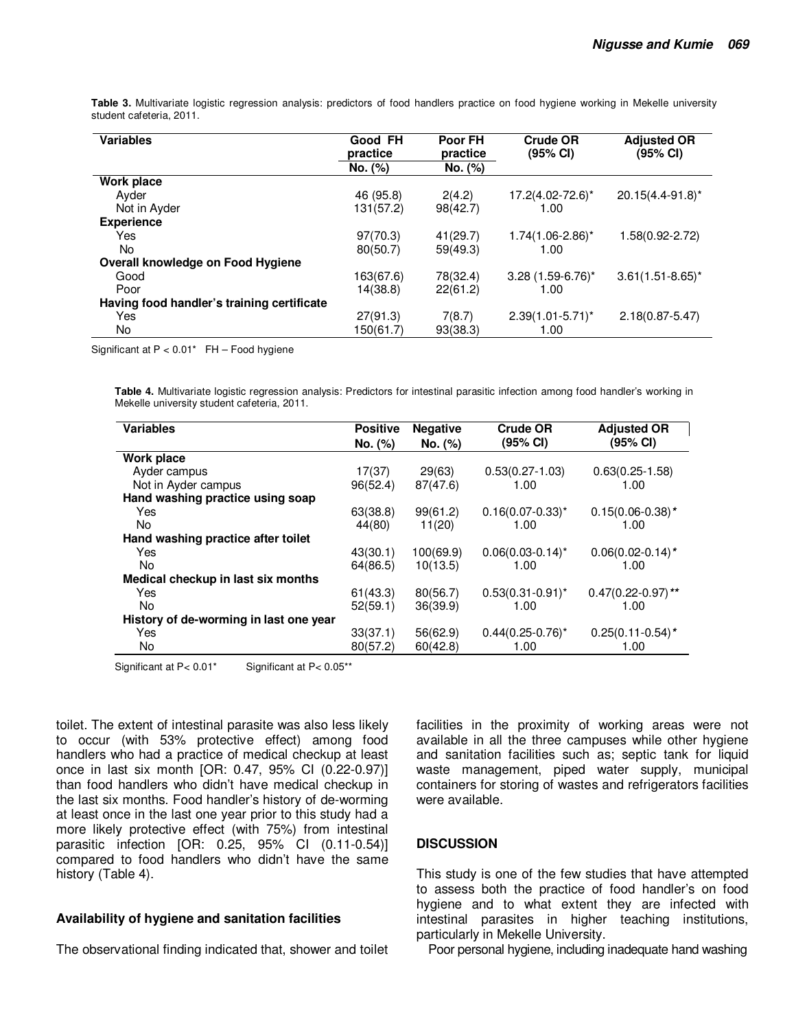**Table 3.** Multivariate logistic regression analysis: predictors of food handlers practice on food hygiene working in Mekelle university student cafeteria, 2011.

| Variables | Good FH practice No. (%) | Poor FH practice No. (%) | Crude OR (95% CI) | Adjusted OR (95% CI) |
|---|---|---|---|---|
| **Work place** | | | | |
| Ayder | 46 (95.8) | 2(4.2) | 17.2(4.02-72.6)* | 20.15(4.4-91.8)* |
| Not in Ayder | 131(57.2) | 98(42.7) | 1.00 | 1.00 |
| **Experience** | | | | |
| Yes | 97(70.3) | 41(29.7) | 1.74(1.06-2.86)* | 1.58(0.92-2.72) |
| No | 80(50.7) | 59(49.3) | 1.00 | 1.00 |
| **Overall knowledge on Food Hygiene** | | | | |
| Good | 163(67.6) | 78(32.4) | 3.28 (1.59-6.76)* | 3.61(1.51-8.65)* |
| Poor | 14(38.8) | 22(61.2) | 1.00 | 1.00 |
| **Having food handler's training certificate** | | | | |
| Yes | 27(91.3) | 7(8.7) | 2.39(1.01-5.71)* | 2.18(0.87-5.47) |
| No | 150(61.7) | 93(38.3) | 1.00 | 1.00 |

Significant at P < 0.01* FH – Food hygiene

**Table 4.** Multivariate logistic regression analysis: Predictors for intestinal parasitic infection among food handler's working in Mekelle university student cafeteria, 2011.

| Variables | Positive No. (%) | Negative No. (%) | Crude OR (95% CI) | Adjusted OR (95% CI) |
|---|---|---|---|---|
| **Work place** | | | | |
| Ayder campus | 17(37) | 29(63) | 0.53(0.27-1.03) | 0.63(0.25-1.58) |
| Not in Ayder campus | 96(52.4) | 87(47.6) | 1.00 | 1.00 |
| **Hand washing practice using soap** | | | | |
| Yes | 63(38.8) | 99(61.2) | 0.16(0.07-0.33)* | 0.15(0.06-0.38)* |
| No | 44(80) | 11(20) | 1.00 | 1.00 |
| **Hand washing practice after toilet** | | | | |
| Yes | 43(30.1) | 100(69.9) | 0.06(0.03-0.14)* | 0.06(0.02-0.14)* |
| No | 64(86.5) | 10(13.5) | 1.00 | 1.00 |
| **Medical checkup in last six months** | | | | |
| Yes | 61(43.3) | 80(56.7) | 0.53(0.31-0.91)* | 0.47(0.22-0.97)** |
| No | 52(59.1) | 36(39.9) | 1.00 | 1.00 |
| **History of de-worming in last one year** | | | | |
| Yes | 33(37.1) | 56(62.9) | 0.44(0.25-0.76)* | 0.25(0.11-0.54)* |
| No | 80(57.2) | 60(42.8) | 1.00 | 1.00 |

Significant at P< 0.01* Significant at P< 0.05**

toilet. The extent of intestinal parasite was also less likely to occur (with 53% protective effect) among food handlers who had a practice of medical checkup at least once in last six month [OR: 0.47, 95% CI (0.22-0.97)] than food handlers who didn't have medical checkup in the last six months. Food handler's history of de-worming at least once in the last one year prior to this study had a more likely protective effect (with 75%) from intestinal parasitic infection [OR: 0.25, 95% CI (0.11-0.54)] compared to food handlers who didn't have the same history (Table 4).

### Availability of hygiene and sanitation facilities

The observational finding indicated that, shower and toilet facilities in the proximity of working areas were not available in all the three campuses while other hygiene and sanitation facilities such as; septic tank for liquid waste management, piped water supply, municipal containers for storing of wastes and refrigerators facilities were available.

## DISCUSSION

This study is one of the few studies that have attempted to assess both the practice of food handler's on food hygiene and to what extent they are infected with intestinal parasites in higher teaching institutions, particularly in Mekelle University.

Poor personal hygiene, including inadequate hand washing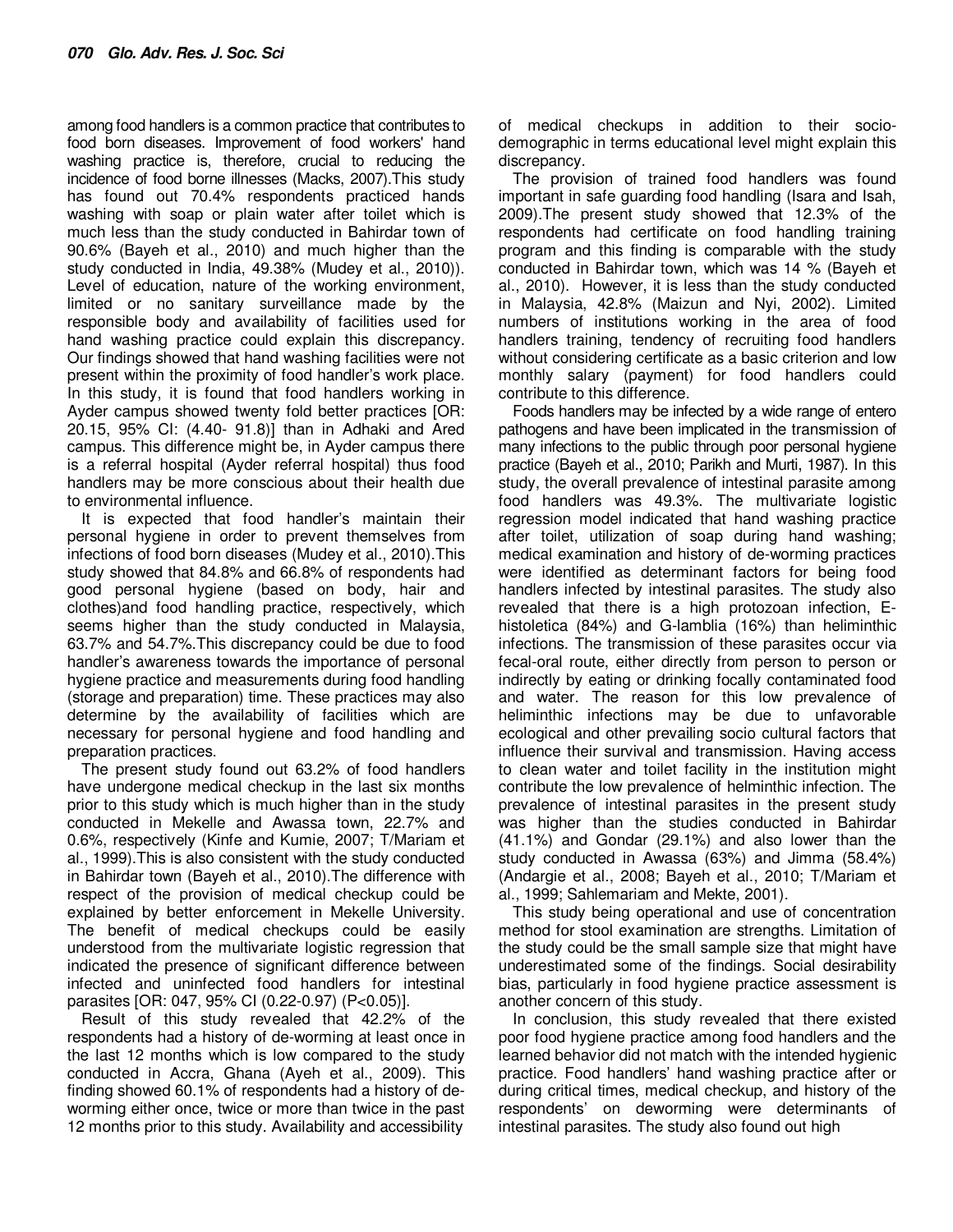among food handlers is a common practice that contributes to food born diseases. Improvement of food workers' hand washing practice is, therefore, crucial to reducing the incidence of food borne illnesses (Macks, 2007).This study has found out 70.4% respondents practiced hands washing with soap or plain water after toilet which is much less than the study conducted in Bahirdar town of 90.6% (Bayeh et al., 2010) and much higher than the study conducted in India, 49.38% (Mudey et al., 2010)). Level of education, nature of the working environment, limited or no sanitary surveillance made by the responsible body and availability of facilities used for hand washing practice could explain this discrepancy. Our findings showed that hand washing facilities were not present within the proximity of food handler's work place. In this study, it is found that food handlers working in Ayder campus showed twenty fold better practices [OR: 20.15, 95% CI: (4.40- 91.8)] than in Adhaki and Ared campus. This difference might be, in Ayder campus there is a referral hospital (Ayder referral hospital) thus food handlers may be more conscious about their health due to environmental influence.

It is expected that food handler's maintain their personal hygiene in order to prevent themselves from infections of food born diseases (Mudey et al., 2010).This study showed that 84.8% and 66.8% of respondents had good personal hygiene (based on body, hair and clothes)and food handling practice, respectively, which seems higher than the study conducted in Malaysia, 63.7% and 54.7%.This discrepancy could be due to food handler's awareness towards the importance of personal hygiene practice and measurements during food handling (storage and preparation) time. These practices may also determine by the availability of facilities which are necessary for personal hygiene and food handling and preparation practices.

The present study found out 63.2% of food handlers have undergone medical checkup in the last six months prior to this study which is much higher than in the study conducted in Mekelle and Awassa town, 22.7% and 0.6%, respectively (Kinfe and Kumie, 2007; T/Mariam et al., 1999).This is also consistent with the study conducted in Bahirdar town (Bayeh et al., 2010).The difference with respect of the provision of medical checkup could be explained by better enforcement in Mekelle University. The benefit of medical checkups could be easily understood from the multivariate logistic regression that indicated the presence of significant difference between infected and uninfected food handlers for intestinal parasites [OR: 047, 95% CI (0.22-0.97) ($P<0.05$)].

Result of this study revealed that 42.2% of the respondents had a history of de-worming at least once in the last 12 months which is low compared to the study conducted in Accra, Ghana (Ayeh et al., 2009). This finding showed 60.1% of respondents had a history of de-worming either once, twice or more than twice in the past 12 months prior to this study. Availability and accessibility of medical checkups in addition to their socio-demographic in terms educational level might explain this discrepancy.

The provision of trained food handlers was found important in safe guarding food handling (Isara and Isah, 2009).The present study showed that 12.3% of the respondents had certificate on food handling training program and this finding is comparable with the study conducted in Bahirdar town, which was 14 % (Bayeh et al., 2010). However, it is less than the study conducted in Malaysia, 42.8% (Maizun and Nyi, 2002). Limited numbers of institutions working in the area of food handlers training, tendency of recruiting food handlers without considering certificate as a basic criterion and low monthly salary (payment) for food handlers could contribute to this difference.

Foods handlers may be infected by a wide range of entero pathogens and have been implicated in the transmission of many infections to the public through poor personal hygiene practice (Bayeh et al., 2010; Parikh and Murti, 1987). In this study, the overall prevalence of intestinal parasite among food handlers was 49.3%. The multivariate logistic regression model indicated that hand washing practice after toilet, utilization of soap during hand washing; medical examination and history of de-worming practices were identified as determinant factors for being food handlers infected by intestinal parasites. The study also revealed that there is a high protozoan infection, E-histoletica (84%) and G-lamblia (16%) than heliminthic infections. The transmission of these parasites occur via fecal-oral route, either directly from person to person or indirectly by eating or drinking focally contaminated food and water. The reason for this low prevalence of heliminthic infections may be due to unfavorable ecological and other prevailing socio cultural factors that influence their survival and transmission. Having access to clean water and toilet facility in the institution might contribute the low prevalence of helminthic infection. The prevalence of intestinal parasites in the present study was higher than the studies conducted in Bahirdar (41.1%) and Gondar (29.1%) and also lower than the study conducted in Awassa (63%) and Jimma (58.4%) (Andargie et al., 2008; Bayeh et al., 2010; T/Mariam et al., 1999; Sahlemariam and Mekte, 2001).

This study being operational and use of concentration method for stool examination are strengths. Limitation of the study could be the small sample size that might have underestimated some of the findings. Social desirability bias, particularly in food hygiene practice assessment is another concern of this study.

In conclusion, this study revealed that there existed poor food hygiene practice among food handlers and the learned behavior did not match with the intended hygienic practice. Food handlers' hand washing practice after or during critical times, medical checkup, and history of the respondents' on deworming were determinants of intestinal parasites. The study also found out high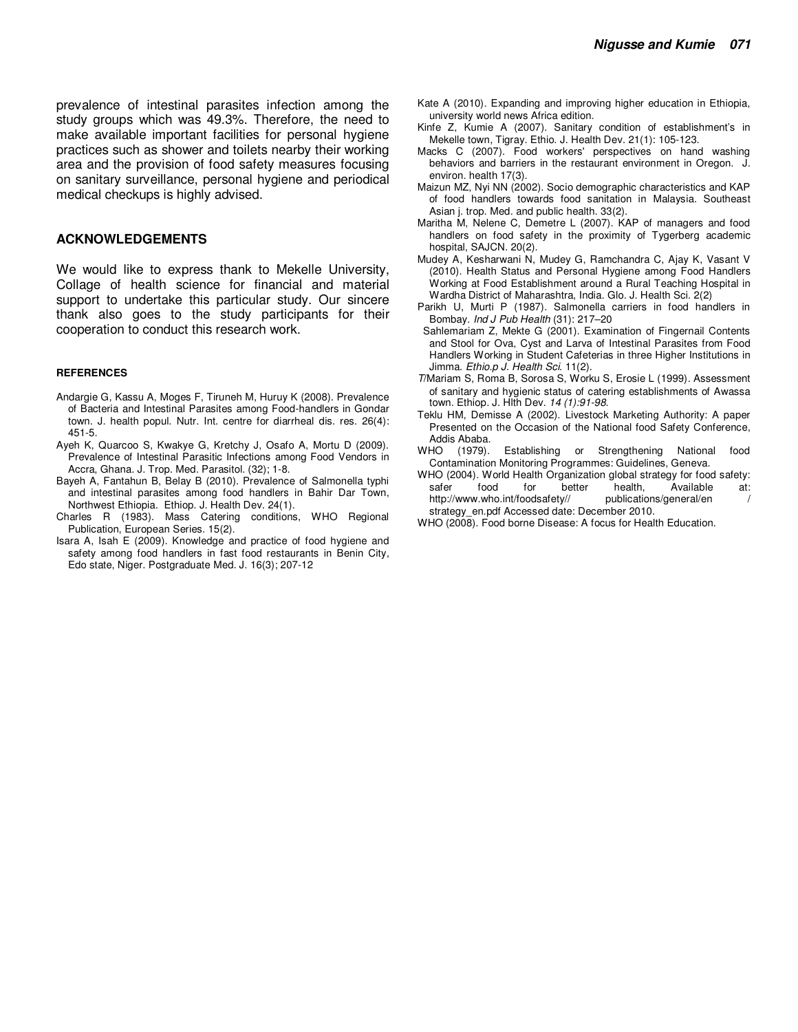prevalence of intestinal parasites infection among the study groups which was 49.3%. Therefore, the need to make available important facilities for personal hygiene practices such as shower and toilets nearby their working area and the provision of food safety measures focusing on sanitary surveillance, personal hygiene and periodical medical checkups is highly advised.

## ACKNOWLEDGEMENTS

We would like to express thank to Mekelle University, Collage of health science for financial and material support to undertake this particular study. Our sincere thank also goes to the study participants for their cooperation to conduct this research work.

### REFERENCES

Andargie G, Kassu A, Moges F, Tiruneh M, Huruy K (2008). Prevalence of Bacteria and Intestinal Parasites among Food-handlers in Gondar town. J. health popul. Nutr. Int. centre for diarrheal dis. res. 26(4): 451-5.

Ayeh K, Quarcoo S, Kwakye G, Kretchy J, Osafo A, Mortu D (2009). Prevalence of Intestinal Parasitic Infections among Food Vendors in Accra, Ghana. J. Trop. Med. Parasitol. (32); 1-8.

Bayeh A, Fantahun B, Belay B (2010). Prevalence of Salmonella typhi and intestinal parasites among food handlers in Bahir Dar Town, Northwest Ethiopia. Ethiop. J. Health Dev. 24(1).

Charles R (1983). Mass Catering conditions, WHO Regional Publication, European Series. 15(2).

Isara A, Isah E (2009). Knowledge and practice of food hygiene and safety among food handlers in fast food restaurants in Benin City, Edo state, Niger. Postgraduate Med. J. 16(3); 207-12

Kate A (2010). Expanding and improving higher education in Ethiopia, university world news Africa edition.

Kinfe Z, Kumie A (2007). Sanitary condition of establishment's in Mekelle town, Tigray. Ethio. J. Health Dev. 21(1): 105-123.

Macks C (2007). Food workers' perspectives on hand washing behaviors and barriers in the restaurant environment in Oregon. J. environ. health 17(3).

Maizun MZ, Nyi NN (2002). Socio demographic characteristics and KAP of food handlers towards food sanitation in Malaysia. Southeast Asian j. trop. Med. and public health. 33(2).

Maritha M, Nelene C, Demetre L (2007). KAP of managers and food handlers on food safety in the proximity of Tygerberg academic hospital, SAJCN. 20(2).

Mudey A, Kesharwani N, Mudey G, Ramchandra C, Ajay K, Vasant V (2010). Health Status and Personal Hygiene among Food Handlers Working at Food Establishment around a Rural Teaching Hospital in Wardha District of Maharashtra, India. Glo. J. Health Sci. 2(2)

Parikh U, Murti P (1987). Salmonella carriers in food handlers in Bombay. *Ind J Pub Health* (31): 217–20

Sahlemariam Z, Mekte G (2001). Examination of Fingernail Contents and Stool for Ova, Cyst and Larva of Intestinal Parasites from Food Handlers Working in Student Cafeterias in three Higher Institutions in Jimma. *Ethio.p J. Health Sci*. 11(2).

*T*/Mariam S, Roma B, Sorosa S, Worku S, Erosie L (1999). Assessment of sanitary and hygienic status of catering establishments of Awassa town. Ethiop. J. Hlth Dev. *14 (1):91-98*.

Teklu HM, Demisse A (2002). Livestock Marketing Authority: A paper Presented on the Occasion of the National food Safety Conference, Addis Ababa.

WHO (1979). Establishing or Strengthening National food Contamination Monitoring Programmes: Guidelines, Geneva.

WHO (2004). World Health Organization global strategy for food safety: safer food for better health, Available at: http://www.who.int/foodsafety// publications/general/en / strategy_en.pdf Accessed date: December 2010.

WHO (2008). Food borne Disease: A focus for Health Education.